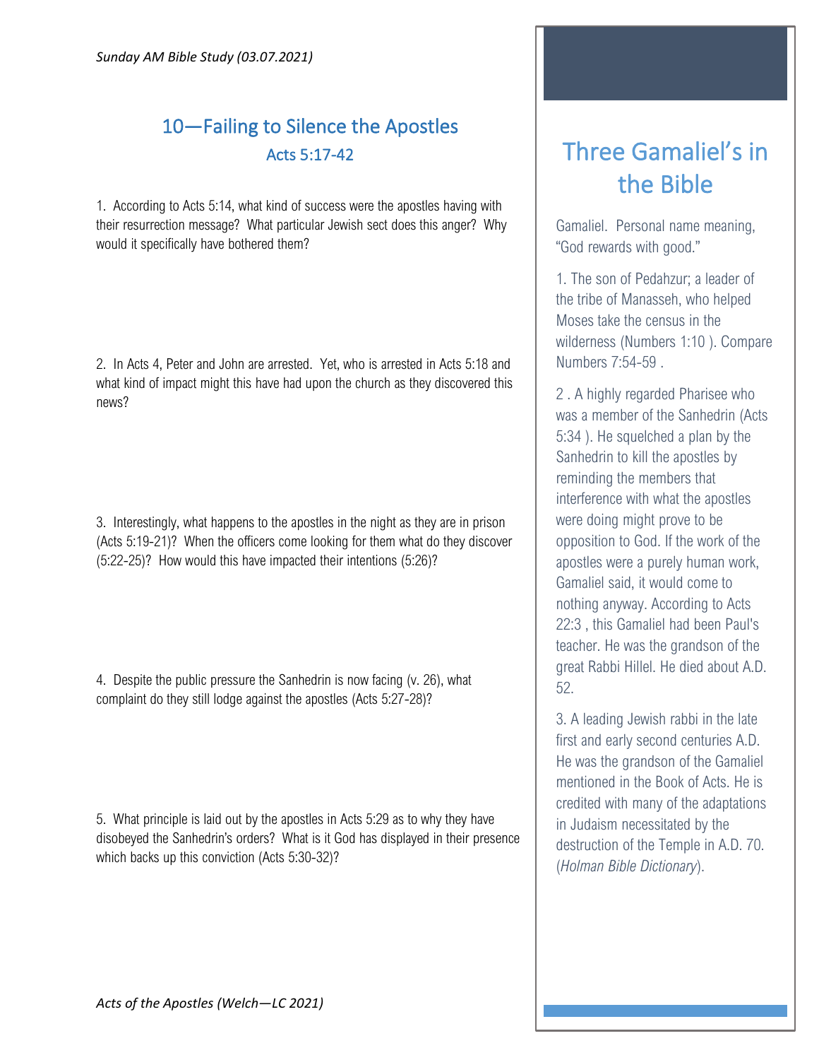*Sunday AM Bible Study (03.07.2021)*

## 10—Failing to Silence the Apostles

### Acts 5:17-42

1. According to Acts 5:14, what kind of success were the apostles having with their resurrection message? What particular Jewish sect does this anger? Why would it specifically have bothered them?

2. In Acts 4, Peter and John are arrested. Yet, who is arrested in Acts 5:18 and what kind of impact might this have had upon the church as they discovered this news?

3. Interestingly, what happens to the apostles in the night as they are in prison (Acts 5:19-21)? When the officers come looking for them what do they discover (5:22-25)? How would this have impacted their intentions (5:26)?

4. Despite the public pressure the Sanhedrin is now facing (v. 26), what complaint do they still lodge against the apostles (Acts 5:27-28)?

5. What principle is laid out by the apostles in Acts 5:29 as to why they have disobeyed the Sanhedrin's orders? What is it God has displayed in their presence which backs up this conviction (Acts 5:30-32)?

## Three Gamaliel's in the Bible

Gamaliel. Personal name meaning, "God rewards with good."

1. The son of Pedahzur; a leader of the tribe of Manasseh, who helped Moses take the census in the wilderness (Numbers 1:10 ). Compare Numbers 7:54-59 .

2 . A highly regarded Pharisee who was a member of the Sanhedrin (Acts 5:34 ). He squelched a plan by the Sanhedrin to kill the apostles by reminding the members that interference with what the apostles were doing might prove to be opposition to God. If the work of the apostles were a purely human work, Gamaliel said, it would come to nothing anyway. According to Acts 22:3 , this Gamaliel had been Paul's teacher. He was the grandson of the great Rabbi Hillel. He died about A.D. 52.

3. A leading Jewish rabbi in the late first and early second centuries A.D. He was the grandson of the Gamaliel mentioned in the Book of Acts. He is credited with many of the adaptations in Judaism necessitated by the destruction of the Temple in A.D. 70. (*Holman Bible Dictionary*).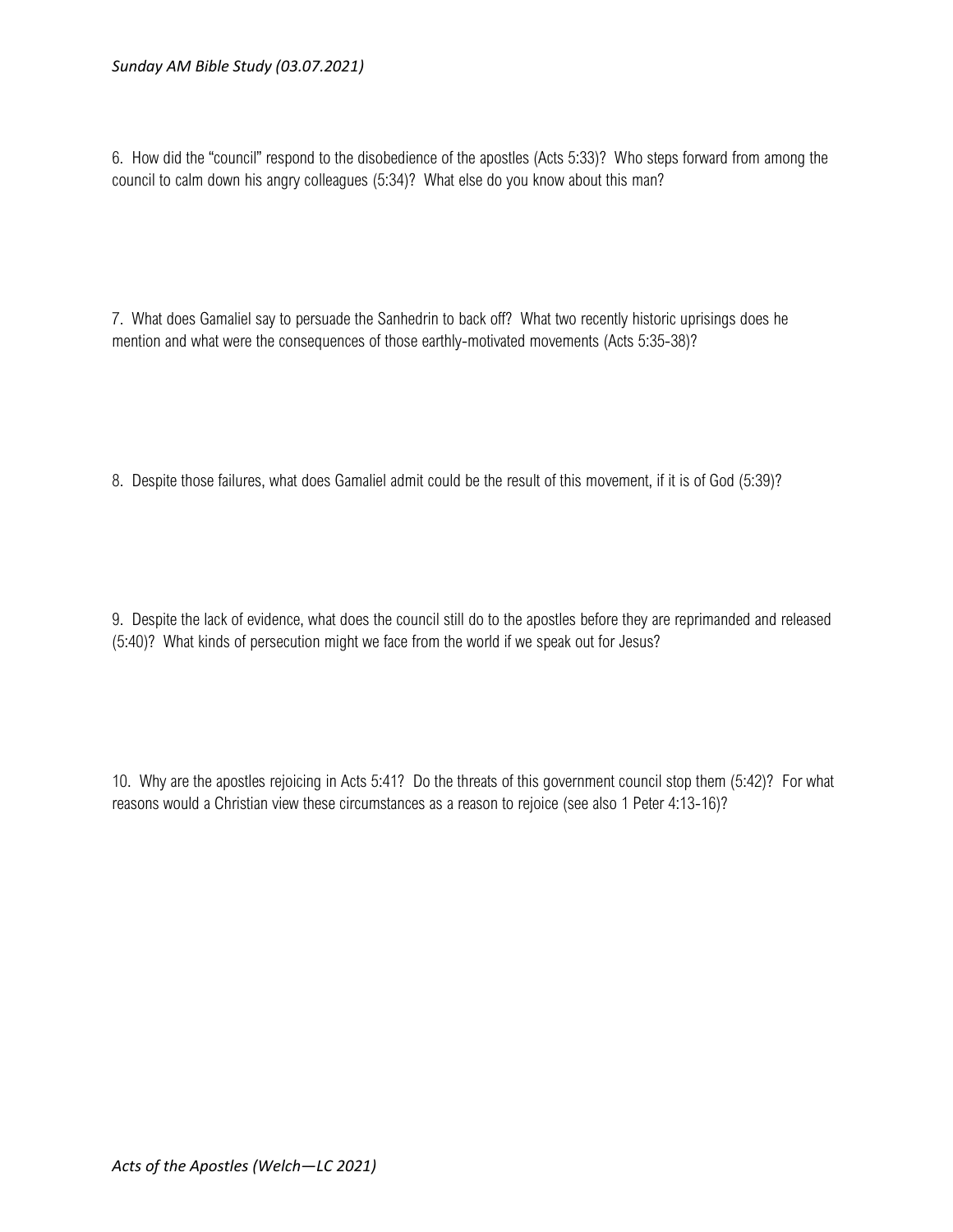6. How did the "council" respond to the disobedience of the apostles (Acts 5:33)? Who steps forward from among the council to calm down his angry colleagues (5:34)? What else do you know about this man?

7. What does Gamaliel say to persuade the Sanhedrin to back off? What two recently historic uprisings does he mention and what were the consequences of those earthly-motivated movements (Acts 5:35-38)?

8. Despite those failures, what does Gamaliel admit could be the result of this movement, if it is of God (5:39)?

9. Despite the lack of evidence, what does the council still do to the apostles before they are reprimanded and released (5:40)? What kinds of persecution might we face from the world if we speak out for Jesus?

10. Why are the apostles rejoicing in Acts 5:41? Do the threats of this government council stop them (5:42)? For what reasons would a Christian view these circumstances as a reason to rejoice (see also 1 Peter 4:13-16)?